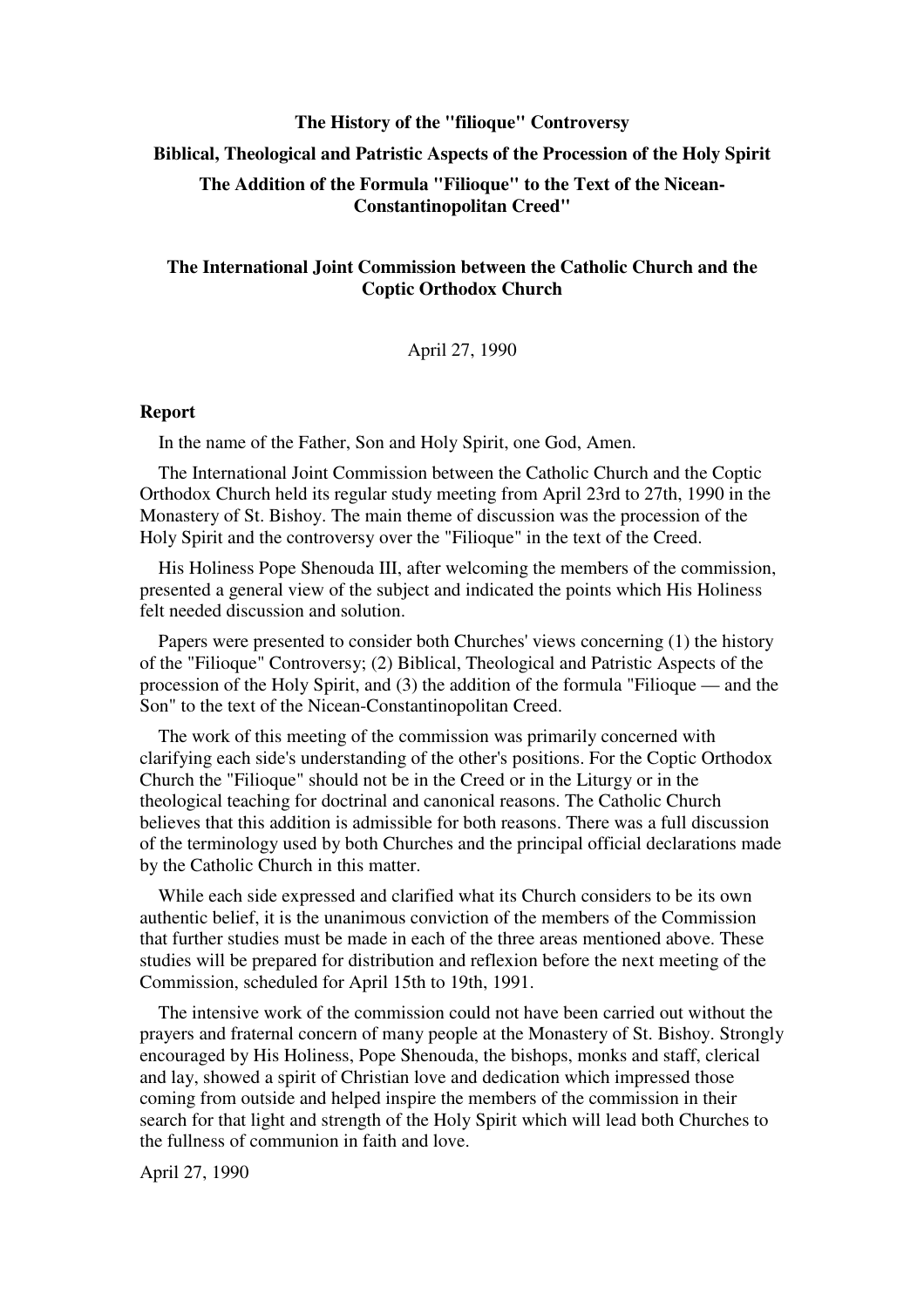# The History of the "filioque" Controversy

## Biblical, Theological and Patristic Aspects of the Procession of the Holy Spirit

## The Addition of the Formula "Filioque" to the Text of the Nicean-Constantinopolitan Creed"

### The International Joint Commission between the Catholic Church and the Coptic Orthodox Church

April 27, 1990

**Report**

In the name of the Father, Son and Holy Spirit, one God, Amen.

The International Joint Commission between the Catholic Church and the Coptic Orthodox Church held its regular study meeting from April 23rd to 27th, 1990 in the Monastery of St. Bishoy. The main theme of discussion was the procession of the Holy Spirit and the controversy over the "Filioque" in the text of the Creed.

His Holiness Pope Shenouda III, after welcoming the members of the commission, presented a general view of the subject and indicated the points which His Holiness felt needed discussion and solution.

Papers were presented to consider both Churches' views concerning (1) the history of the "Filioque" Controversy; (2) Biblical, Theological and Patristic Aspects of the procession of the Holy Spirit, and (3) the addition of the formula "Filioque — and the Son" to the text of the Nicean-Constantinopolitan Creed.

The work of this meeting of the commission was primarily concerned with clarifying each side's understanding of the other's positions. For the Coptic Orthodox Church the "Filioque" should not be in the Creed or in the Liturgy or in the theological teaching for doctrinal and canonical reasons. The Catholic Church believes that this addition is admissible for both reasons. There was a full discussion of the terminology used by both Churches and the principal official declarations made by the Catholic Church in this matter.

While each side expressed and clarified what its Church considers to be its own authentic belief, it is the unanimous conviction of the members of the Commission that further studies must be made in each of the three areas mentioned above. These studies will be prepared for distribution and reflexion before the next meeting of the Commission, scheduled for April 15th to 19th, 1991.

The intensive work of the commission could not have been carried out without the prayers and fraternal concern of many people at the Monastery of St. Bishoy. Strongly encouraged by His Holiness, Pope Shenouda, the bishops, monks and staff, clerical and lay, showed a spirit of Christian love and dedication which impressed those coming from outside and helped inspire the members of the commission in their search for that light and strength of the Holy Spirit which will lead both Churches to the fullness of communion in faith and love.

April 27, 1990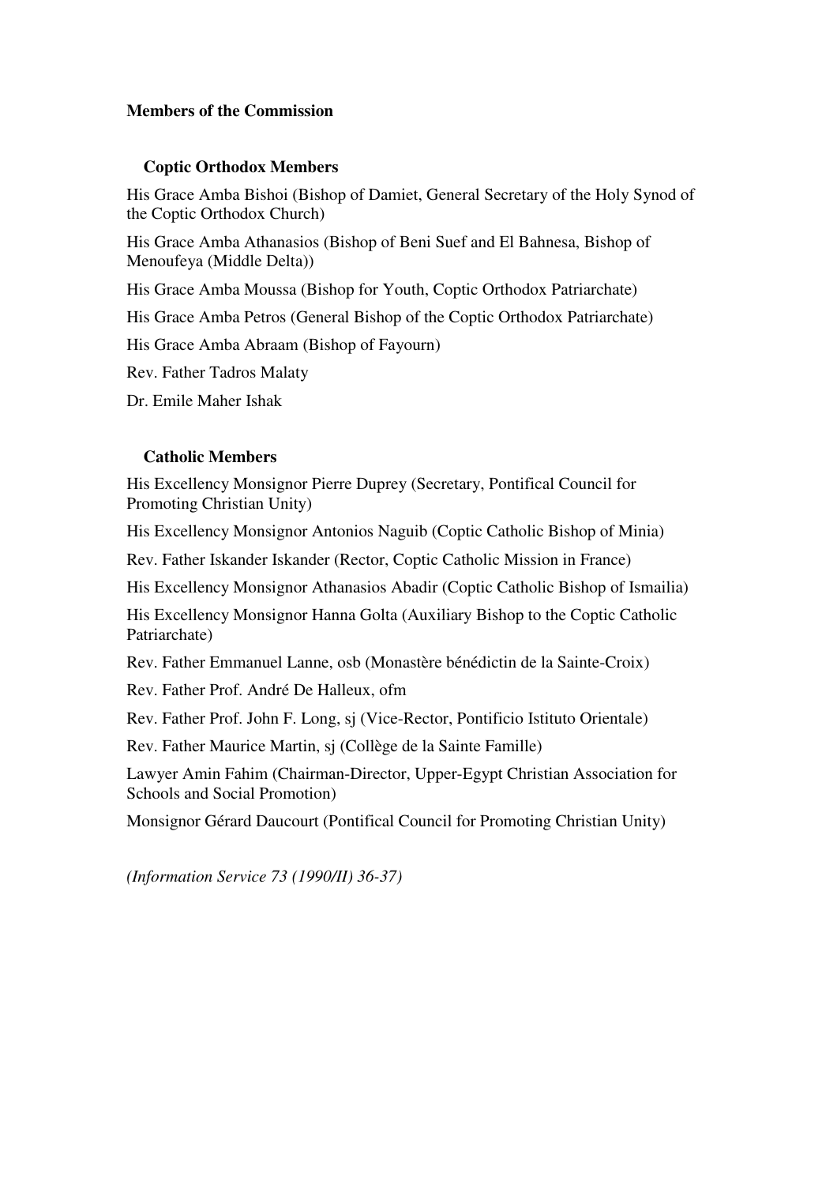**Members of the Commission**

**Coptic Orthodox Members**

His Grace Amba Bishoi (Bishop of Damiet, General Secretary of the Holy Synod of the Coptic Orthodox Church)

His Grace Amba Athanasios (Bishop of Beni Suef and El Bahnesa, Bishop of Menoufeya (Middle Delta))

His Grace Amba Moussa (Bishop for Youth, Coptic Orthodox Patriarchate)

His Grace Amba Petros (General Bishop of the Coptic Orthodox Patriarchate)

His Grace Amba Abraam (Bishop of Fayourn)

Rev. Father Tadros Malaty

Dr. Emile Maher Ishak

**Catholic Members**

His Excellency Monsignor Pierre Duprey (Secretary, Pontifical Council for Promoting Christian Unity)

His Excellency Monsignor Antonios Naguib (Coptic Catholic Bishop of Minia)

Rev. Father Iskander Iskander (Rector, Coptic Catholic Mission in France)

His Excellency Monsignor Athanasios Abadir (Coptic Catholic Bishop of Ismailia)

His Excellency Monsignor Hanna Golta (Auxiliary Bishop to the Coptic Catholic Patriarchate)

Rev. Father Emmanuel Lanne, osb (Monastère bénédictin de la Sainte-Croix)

Rev. Father Prof. André De Halleux, ofm

Rev. Father Prof. John F. Long, sj (Vice-Rector, Pontificio Istituto Orientale)

Rev. Father Maurice Martin, sj (Collège de la Sainte Famille)

Lawyer Amin Fahim (Chairman-Director, Upper-Egypt Christian Association for Schools and Social Promotion)

Monsignor Gérard Daucourt (Pontifical Council for Promoting Christian Unity)

*(Information Service 73 (1990/II) 36-37)*